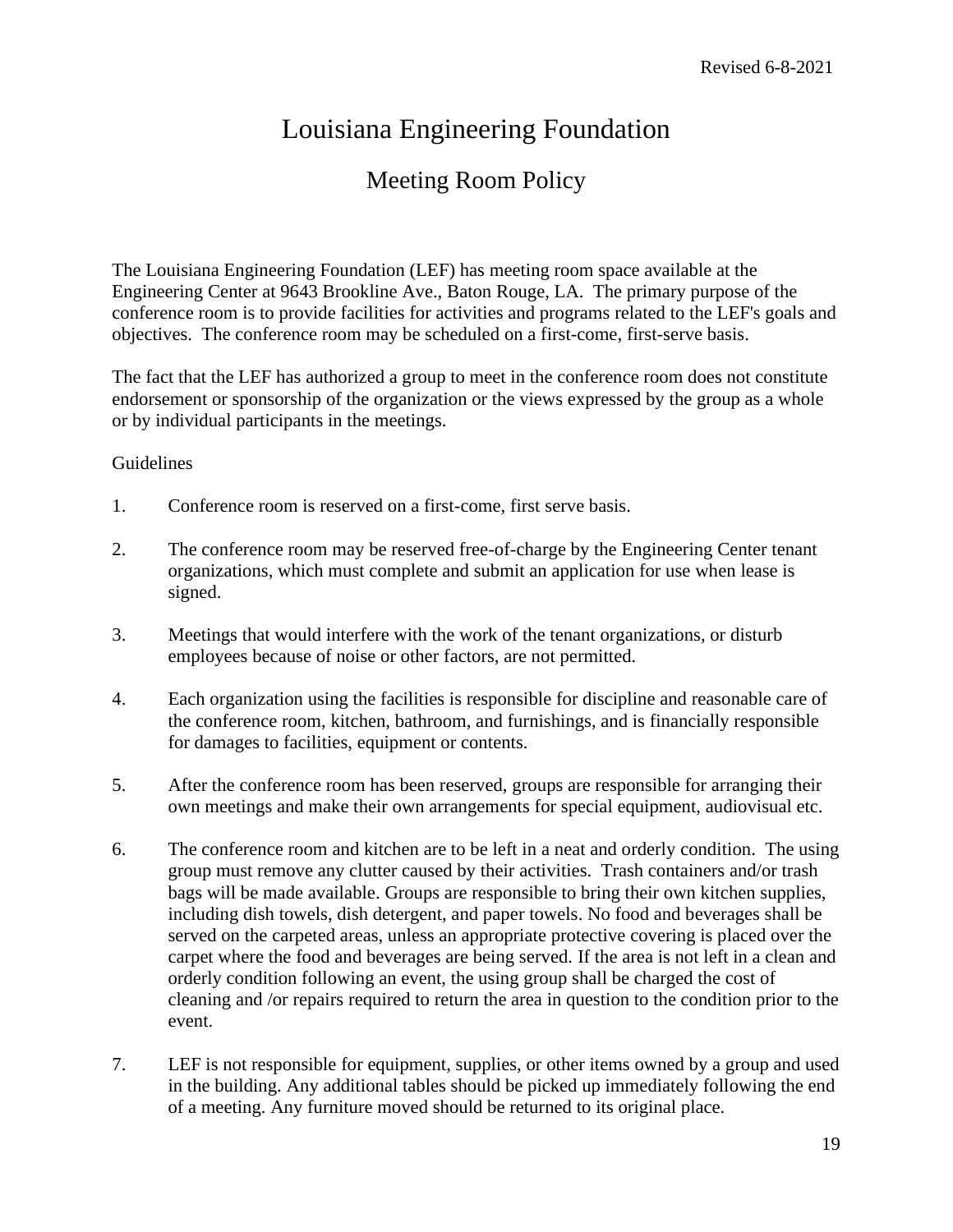Revised 6-8-2021

# Louisiana Engineering Foundation

## Meeting Room Policy

The Louisiana Engineering Foundation (LEF) has meeting room space available at the Engineering Center at 9643 Brookline Ave., Baton Rouge, LA. The primary purpose of the conference room is to provide facilities for activities and programs related to the LEF's goals and objectives. The conference room may be scheduled on a first-come, first-serve basis.

The fact that the LEF has authorized a group to meet in the conference room does not constitute endorsement or sponsorship of the organization or the views expressed by the group as a whole or by individual participants in the meetings.

Guidelines

1. Conference room is reserved on a first-come, first serve basis.

2. The conference room may be reserved free-of-charge by the Engineering Center tenant organizations, which must complete and submit an application for use when lease is signed.

3. Meetings that would interfere with the work of the tenant organizations, or disturb employees because of noise or other factors, are not permitted.

4. Each organization using the facilities is responsible for discipline and reasonable care of the conference room, kitchen, bathroom, and furnishings, and is financially responsible for damages to facilities, equipment or contents.

5. After the conference room has been reserved, groups are responsible for arranging their own meetings and make their own arrangements for special equipment, audiovisual etc.

6. The conference room and kitchen are to be left in a neat and orderly condition. The using group must remove any clutter caused by their activities. Trash containers and/or trash bags will be made available. Groups are responsible to bring their own kitchen supplies, including dish towels, dish detergent, and paper towels. No food and beverages shall be served on the carpeted areas, unless an appropriate protective covering is placed over the carpet where the food and beverages are being served. If the area is not left in a clean and orderly condition following an event, the using group shall be charged the cost of cleaning and /or repairs required to return the area in question to the condition prior to the event.

7. LEF is not responsible for equipment, supplies, or other items owned by a group and used in the building. Any additional tables should be picked up immediately following the end of a meeting. Any furniture moved should be returned to its original place.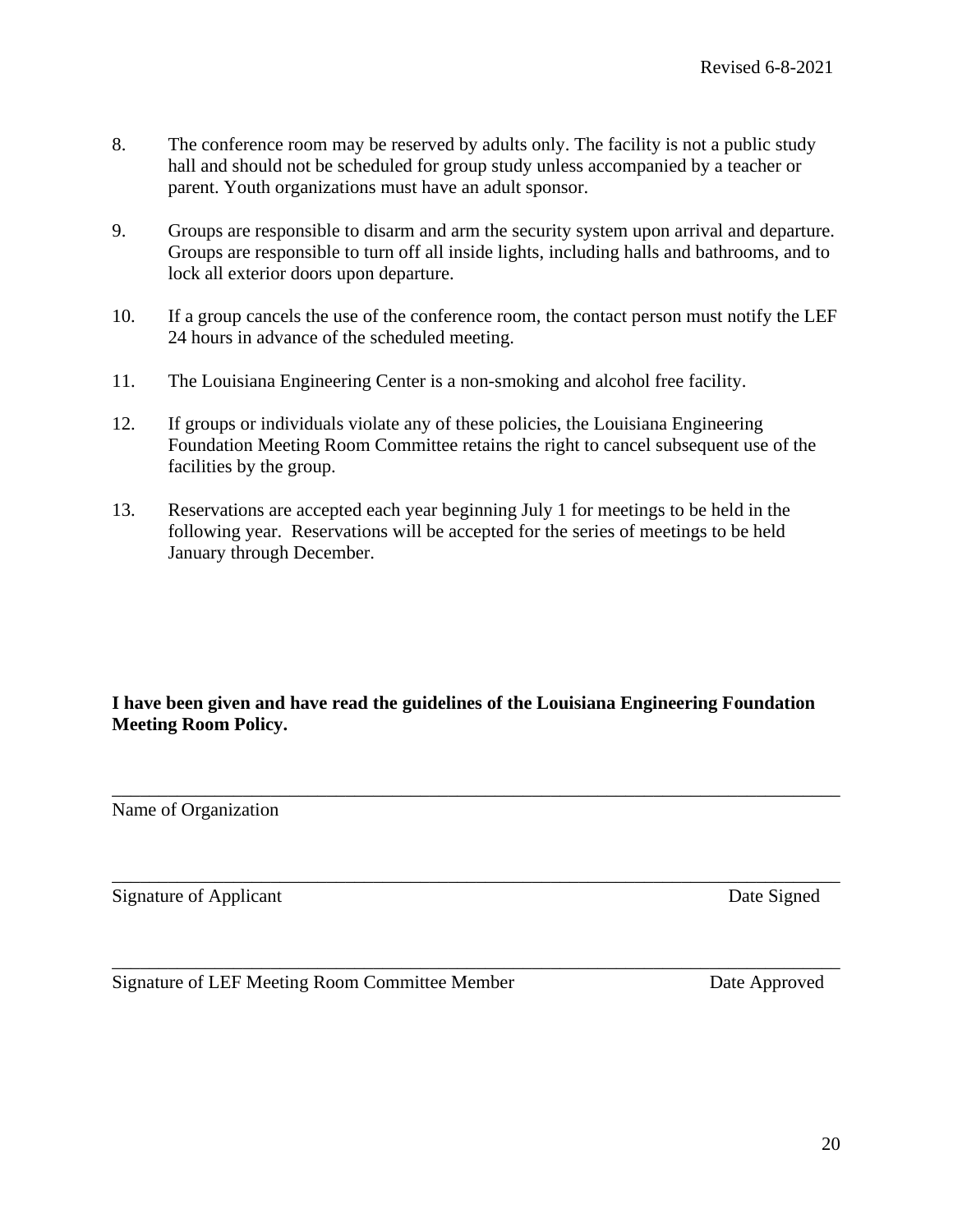8. The conference room may be reserved by adults only. The facility is not a public study hall and should not be scheduled for group study unless accompanied by a teacher or parent. Youth organizations must have an adult sponsor.

9. Groups are responsible to disarm and arm the security system upon arrival and departure. Groups are responsible to turn off all inside lights, including halls and bathrooms, and to lock all exterior doors upon departure.

10. If a group cancels the use of the conference room, the contact person must notify the LEF 24 hours in advance of the scheduled meeting.

11. The Louisiana Engineering Center is a non-smoking and alcohol free facility.

12. If groups or individuals violate any of these policies, the Louisiana Engineering Foundation Meeting Room Committee retains the right to cancel subsequent use of the facilities by the group.

13. Reservations are accepted each year beginning July 1 for meetings to be held in the following year. Reservations will be accepted for the series of meetings to be held January through December.

**I have been given and have read the guidelines of the Louisiana Engineering Foundation Meeting Room Policy.**

\_\_\_\_\_\_\_\_\_\_\_\_\_\_\_\_\_\_\_\_\_\_\_\_\_\_\_\_\_\_\_\_\_\_\_\_\_\_\_\_\_\_\_\_\_\_\_\_\_\_\_\_\_\_\_\_\_\_\_\_\_\_\_\_\_\_\_\_\_\_\_\_

Name of Organization

\_\_\_\_\_\_\_\_\_\_\_\_\_\_\_\_\_\_\_\_\_\_\_\_\_\_\_\_\_\_\_\_\_\_\_\_\_\_\_\_\_\_\_\_\_\_\_\_\_\_\_\_\_\_\_\_\_\_\_\_\_\_\_\_\_\_\_\_\_\_\_\_

Signature of Applicant Date Signed

\_\_\_\_\_\_\_\_\_\_\_\_\_\_\_\_\_\_\_\_\_\_\_\_\_\_\_\_\_\_\_\_\_\_\_\_\_\_\_\_\_\_\_\_\_\_\_\_\_\_\_\_\_\_\_\_\_\_\_\_\_\_\_\_\_\_\_\_\_\_\_\_

Signature of LEF Meeting Room Committee Member Date Approved